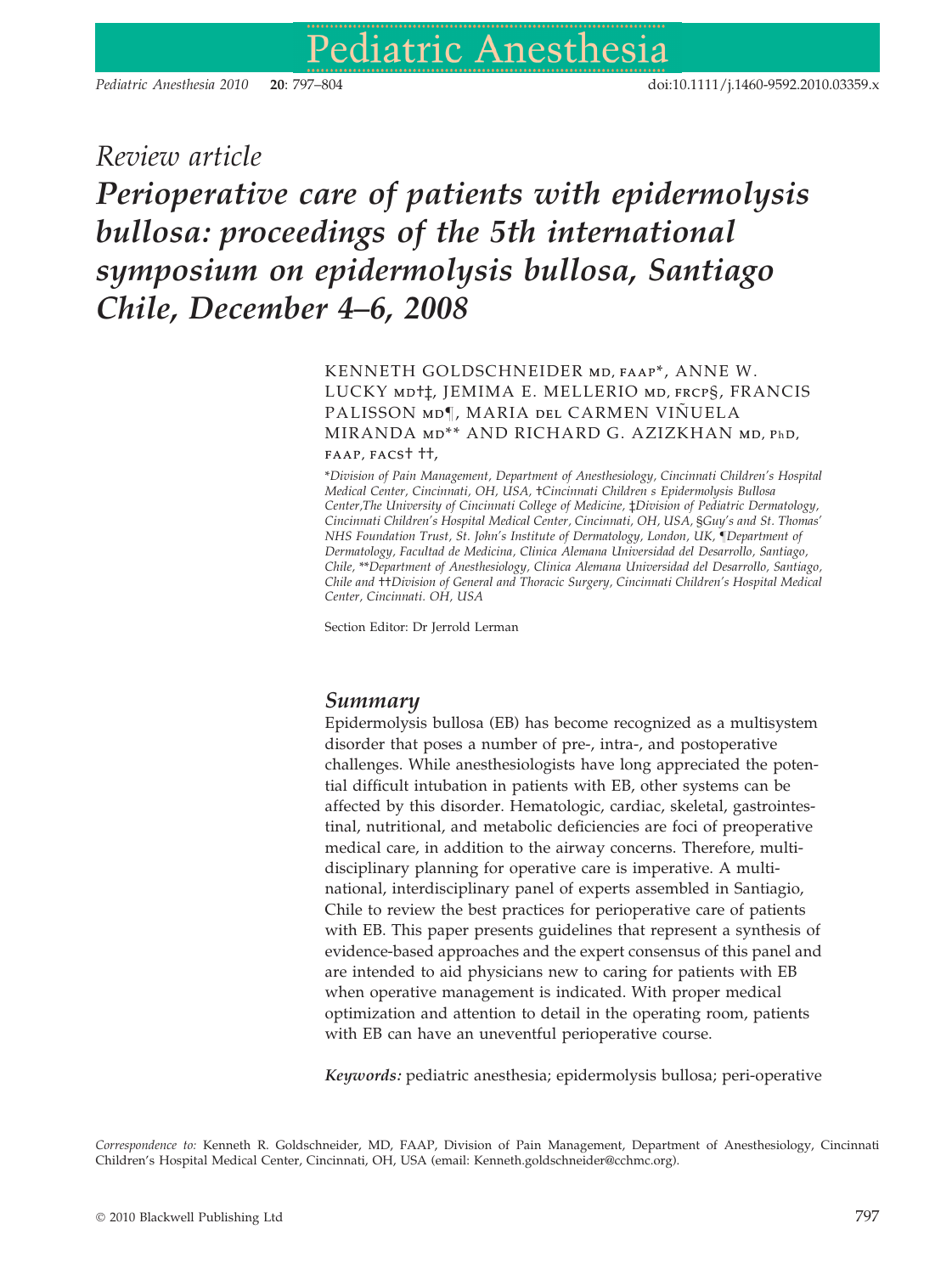*Review article*

# *Perioperative care of patients with epidermolysis bullosa: proceedings of the 5th international symposium on epidermolysis bullosa, Santiago Chile, December 4–6, 2008*

KENNETH GOLDSCHNEIDER MD, FAAP*, ANNE W. LUCKY MD†‡, JEMIMA E. MELLERIO MD, FRCP§, FRANCIS PALISSON MD¶, MARIA DEL CARMEN VIÑUELA MIRANDA MD** AND RICHARD G. AZIZKHAN MD, PhD, FAAP, FACS† ††,

*\*Division of Pain Management, Department of Anesthesiology, Cincinnati Children's Hospital Medical Center, Cincinnati, OH, USA, †Cincinnati Children s Epidermolysis Bullosa Center,The University of Cincinnati College of Medicine, ‡Division of Pediatric Dermatology, Cincinnati Children's Hospital Medical Center, Cincinnati, OH, USA, §Guy's and St. Thomas' NHS Foundation Trust, St. John's Institute of Dermatology, London, UK, ¶Department of Dermatology, Facultad de Medicina, Clinica Alemana Universidad del Desarrollo, Santiago, Chile, \*\*Department of Anesthesiology, Clinica Alemana Universidad del Desarrollo, Santiago, Chile and ††Division of General and Thoracic Surgery, Cincinnati Children's Hospital Medical Center, Cincinnati. OH, USA*

Section Editor: Dr Jerrold Lerman

## *Summary*

Epidermolysis bullosa (EB) has become recognized as a multisystem disorder that poses a number of pre-, intra-, and postoperative challenges. While anesthesiologists have long appreciated the potential difficult intubation in patients with EB, other systems can be affected by this disorder. Hematologic, cardiac, skeletal, gastrointestinal, nutritional, and metabolic deficiencies are foci of preoperative medical care, in addition to the airway concerns. Therefore, multidisciplinary planning for operative care is imperative. A multinational, interdisciplinary panel of experts assembled in Santiagio, Chile to review the best practices for perioperative care of patients with EB. This paper presents guidelines that represent a synthesis of evidence-based approaches and the expert consensus of this panel and are intended to aid physicians new to caring for patients with EB when operative management is indicated. With proper medical optimization and attention to detail in the operating room, patients with EB can have an uneventful perioperative course.

***Keywords:*** pediatric anesthesia; epidermolysis bullosa; peri-operative

*Correspondence to:* Kenneth R. Goldschneider, MD, FAAP, Division of Pain Management, Department of Anesthesiology, Cincinnati Children's Hospital Medical Center, Cincinnati, OH, USA (email: Kenneth.goldschneider@cchmc.org).

© 2010 Blackwell Publishing Ltd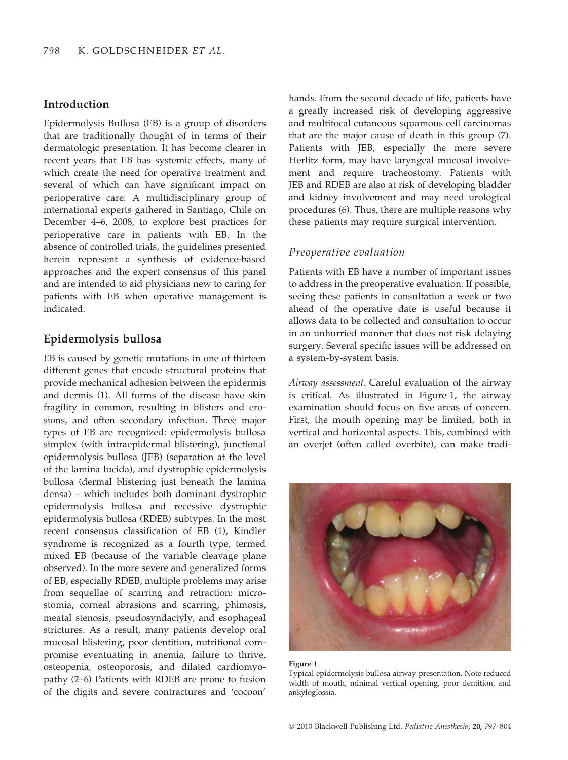## Introduction

Epidermolysis Bullosa (EB) is a group of disorders that are traditionally thought of in terms of their dermatologic presentation. It has become clearer in recent years that EB has systemic effects, many of which create the need for operative treatment and several of which can have significant impact on perioperative care. A multidisciplinary group of international experts gathered in Santiago, Chile on December 4–6, 2008, to explore best practices for perioperative care in patients with EB. In the absence of controlled trials, the guidelines presented herein represent a synthesis of evidence-based approaches and the expert consensus of this panel and are intended to aid physicians new to caring for patients with EB when operative management is indicated.

## Epidermolysis bullosa

EB is caused by genetic mutations in one of thirteen different genes that encode structural proteins that provide mechanical adhesion between the epidermis and dermis (1). All forms of the disease have skin fragility in common, resulting in blisters and erosions, and often secondary infection. Three major types of EB are recognized: epidermolysis bullosa simplex (with intraepidermal blistering), junctional epidermolysis bullosa (JEB) (separation at the level of the lamina lucida), and dystrophic epidermolysis bullosa (dermal blistering just beneath the lamina densa) – which includes both dominant dystrophic epidermolysis bullosa and recessive dystrophic epidermolysis bullosa (RDEB) subtypes. In the most recent consensus classification of EB (1), Kindler syndrome is recognized as a fourth type, termed mixed EB (because of the variable cleavage plane observed). In the more severe and generalized forms of EB, especially RDEB, multiple problems may arise from sequellae of scarring and retraction: microstomia, corneal abrasions and scarring, phimosis, meatal stenosis, pseudosyndactyly, and esophageal strictures. As a result, many patients develop oral mucosal blistering, poor dentition, nutritional compromise eventuating in anemia, failure to thrive, osteopenia, osteoporosis, and dilated cardiomyopathy (2–6) Patients with RDEB are prone to fusion of the digits and severe contractures and 'cocoon' hands. From the second decade of life, patients have a greatly increased risk of developing aggressive and multifocal cutaneous squamous cell carcinomas that are the major cause of death in this group (7). Patients with JEB, especially the more severe Herlitz form, may have laryngeal mucosal involvement and require tracheostomy. Patients with JEB and RDEB are also at risk of developing bladder and kidney involvement and may need urological procedures (6). Thus, there are multiple reasons why these patients may require surgical intervention.

### *Preoperative evaluation*

Patients with EB have a number of important issues to address in the preoperative evaluation. If possible, seeing these patients in consultation a week or two ahead of the operative date is useful because it allows data to be collected and consultation to occur in an unhurried manner that does not risk delaying surgery. Several specific issues will be addressed on a system-by-system basis.

*Airway assessment.* Careful evaluation of the airway is critical. As illustrated in Figure 1, the airway examination should focus on five areas of concern. First, the mouth opening may be limited, both in vertical and horizontal aspects. This, combined with an overjet (often called overbite), can make tradi-

**Figure 1**
Typical epidermolysis bullosa airway presentation. Note reduced width of mouth, minimal vertical opening, poor dentition, and ankyloglossia.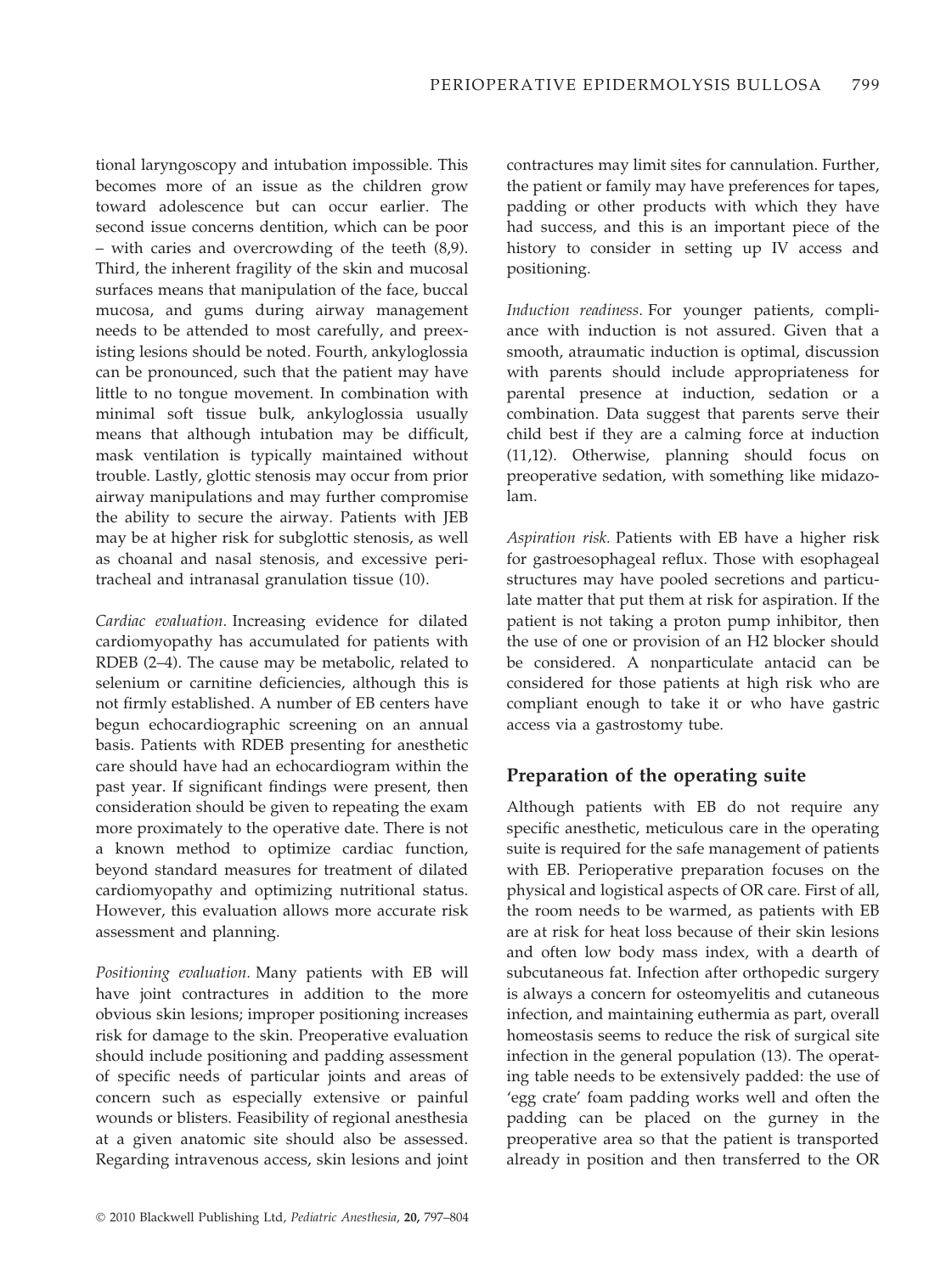tional laryngoscopy and intubation impossible. This becomes more of an issue as the children grow toward adolescence but can occur earlier. The second issue concerns dentition, which can be poor – with caries and overcrowding of the teeth (8,9). Third, the inherent fragility of the skin and mucosal surfaces means that manipulation of the face, buccal mucosa, and gums during airway management needs to be attended to most carefully, and preexisting lesions should be noted. Fourth, ankyloglossia can be pronounced, such that the patient may have little to no tongue movement. In combination with minimal soft tissue bulk, ankyloglossia usually means that although intubation may be difficult, mask ventilation is typically maintained without trouble. Lastly, glottic stenosis may occur from prior airway manipulations and may further compromise the ability to secure the airway. Patients with JEB may be at higher risk for subglottic stenosis, as well as choanal and nasal stenosis, and excessive peritracheal and intranasal granulation tissue (10).

*Cardiac evaluation.* Increasing evidence for dilated cardiomyopathy has accumulated for patients with RDEB (2–4). The cause may be metabolic, related to selenium or carnitine deficiencies, although this is not firmly established. A number of EB centers have begun echocardiographic screening on an annual basis. Patients with RDEB presenting for anesthetic care should have had an echocardiogram within the past year. If significant findings were present, then consideration should be given to repeating the exam more proximately to the operative date. There is not a known method to optimize cardiac function, beyond standard measures for treatment of dilated cardiomyopathy and optimizing nutritional status. However, this evaluation allows more accurate risk assessment and planning.

*Positioning evaluation.* Many patients with EB will have joint contractures in addition to the more obvious skin lesions; improper positioning increases risk for damage to the skin. Preoperative evaluation should include positioning and padding assessment of specific needs of particular joints and areas of concern such as especially extensive or painful wounds or blisters. Feasibility of regional anesthesia at a given anatomic site should also be assessed. Regarding intravenous access, skin lesions and joint contractures may limit sites for cannulation. Further, the patient or family may have preferences for tapes, padding or other products with which they have had success, and this is an important piece of the history to consider in setting up IV access and positioning.

*Induction readiness.* For younger patients, compliance with induction is not assured. Given that a smooth, atraumatic induction is optimal, discussion with parents should include appropriateness for parental presence at induction, sedation or a combination. Data suggest that parents serve their child best if they are a calming force at induction (11,12). Otherwise, planning should focus on preoperative sedation, with something like midazolam.

*Aspiration risk.* Patients with EB have a higher risk for gastroesophageal reflux. Those with esophageal structures may have pooled secretions and particulate matter that put them at risk for aspiration. If the patient is not taking a proton pump inhibitor, then the use of one or provision of an H2 blocker should be considered. A nonparticulate antacid can be considered for those patients at high risk who are compliant enough to take it or who have gastric access via a gastrostomy tube.

## Preparation of the operating suite

Although patients with EB do not require any specific anesthetic, meticulous care in the operating suite is required for the safe management of patients with EB. Perioperative preparation focuses on the physical and logistical aspects of OR care. First of all, the room needs to be warmed, as patients with EB are at risk for heat loss because of their skin lesions and often low body mass index, with a dearth of subcutaneous fat. Infection after orthopedic surgery is always a concern for osteomyelitis and cutaneous infection, and maintaining euthermia as part, overall homeostasis seems to reduce the risk of surgical site infection in the general population (13). The operating table needs to be extensively padded: the use of 'egg crate' foam padding works well and often the padding can be placed on the gurney in the preoperative area so that the patient is transported already in position and then transferred to the OR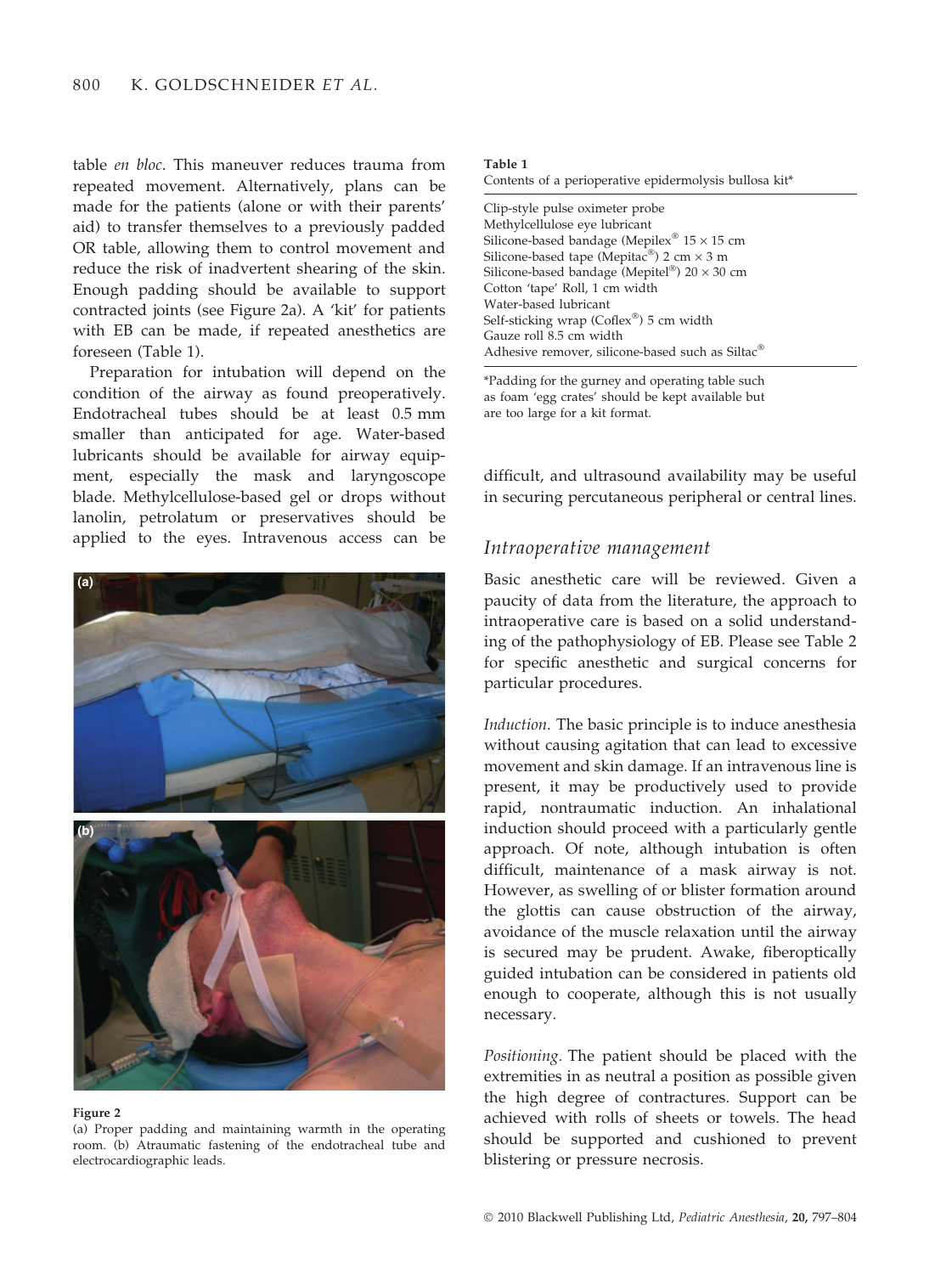table *en bloc*. This maneuver reduces trauma from repeated movement. Alternatively, plans can be made for the patients (alone or with their parents' aid) to transfer themselves to a previously padded OR table, allowing them to control movement and reduce the risk of inadvertent shearing of the skin. Enough padding should be available to support contracted joints (see Figure 2a). A 'kit' for patients with EB can be made, if repeated anesthetics are foreseen (Table 1).

Preparation for intubation will depend on the condition of the airway as found preoperatively. Endotracheal tubes should be at least 0.5 mm smaller than anticipated for age. Water-based lubricants should be available for airway equipment, especially the mask and laryngoscope blade. Methylcellulose-based gel or drops without lanolin, petrolatum or preservatives should be applied to the eyes. Intravenous access can be difficult, and ultrasound availability may be useful in securing percutaneous peripheral or central lines.

**Figure 2**
(a) Proper padding and maintaining warmth in the operating room. (b) Atraumatic fastening of the endotracheal tube and electrocardiographic leads.

**Table 1**
Contents of a perioperative epidermolysis bullosa kit*

| |
|---|
| Clip-style pulse oximeter probe |
| Methylcellulose eye lubricant |
| Silicone-based bandage (Mepilex® 15 × 15 cm |
| Silicone-based tape (Mepitac®) 2 cm × 3 m |
| Silicone-based bandage (Mepitel®) 20 × 30 cm |
| Cotton 'tape' Roll, 1 cm width |
| Water-based lubricant |
| Self-sticking wrap (Coflex®) 5 cm width |
| Gauze roll 8.5 cm width |
| Adhesive remover, silicone-based such as Siltac® |

*Padding for the gurney and operating table such as foam 'egg crates' should be kept available but are too large for a kit format.

## Intraoperative management

Basic anesthetic care will be reviewed. Given a paucity of data from the literature, the approach to intraoperative care is based on a solid understanding of the pathophysiology of EB. Please see Table 2 for specific anesthetic and surgical concerns for particular procedures.

*Induction.* The basic principle is to induce anesthesia without causing agitation that can lead to excessive movement and skin damage. If an intravenous line is present, it may be productively used to provide rapid, nontraumatic induction. An inhalational induction should proceed with a particularly gentle approach. Of note, although intubation is often difficult, maintenance of a mask airway is not. However, as swelling of or blister formation around the glottis can cause obstruction of the airway, avoidance of the muscle relaxation until the airway is secured may be prudent. Awake, fiberoptically guided intubation can be considered in patients old enough to cooperate, although this is not usually necessary.

*Positioning.* The patient should be placed with the extremities in as neutral a position as possible given the high degree of contractures. Support can be achieved with rolls of sheets or towels. The head should be supported and cushioned to prevent blistering or pressure necrosis.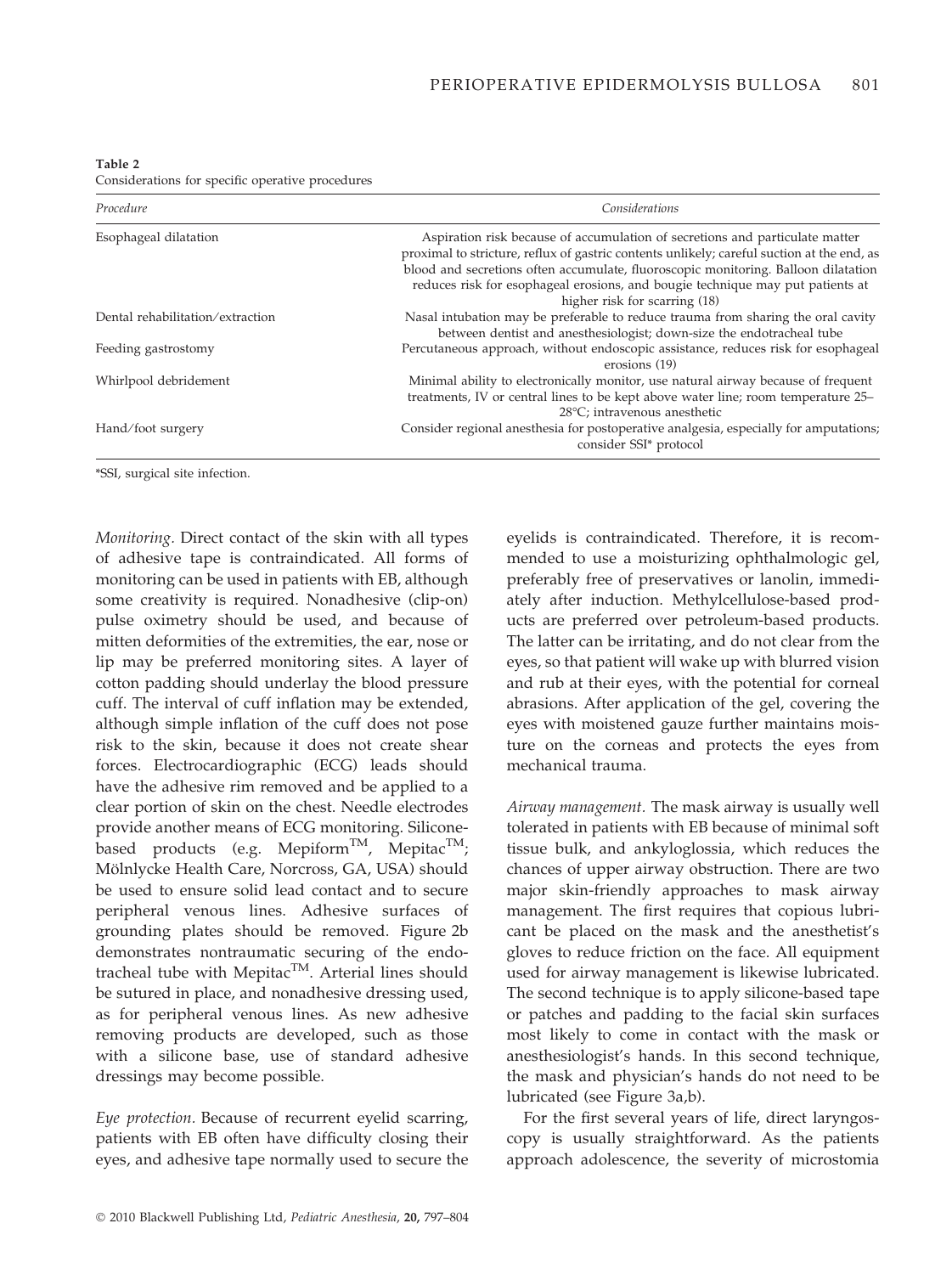**Table 2**
Considerations for specific operative procedures

| *Procedure* | *Considerations* |
|---|---|
| Esophageal dilatation | Aspiration risk because of accumulation of secretions and particulate matter proximal to stricture, reflux of gastric contents unlikely; careful suction at the end, as blood and secretions often accumulate, fluoroscopic monitoring. Balloon dilatation reduces risk for esophageal erosions, and bougie technique may put patients at higher risk for scarring (18) |
| Dental rehabilitation/extraction | Nasal intubation may be preferable to reduce trauma from sharing the oral cavity between dentist and anesthesiologist; down-size the endotracheal tube |
| Feeding gastrostomy | Percutaneous approach, without endoscopic assistance, reduces risk for esophageal erosions (19) |
| Whirlpool debridement | Minimal ability to electronically monitor, use natural airway because of frequent treatments, IV or central lines to be kept above water line; room temperature 25–28°C; intravenous anesthetic |
| Hand/foot surgery | Consider regional anesthesia for postoperative analgesia, especially for amputations; consider SSI* protocol |

*SSI, surgical site infection.

*Monitoring.* Direct contact of the skin with all types of adhesive tape is contraindicated. All forms of monitoring can be used in patients with EB, although some creativity is required. Nonadhesive (clip-on) pulse oximetry should be used, and because of mitten deformities of the extremities, the ear, nose or lip may be preferred monitoring sites. A layer of cotton padding should underlay the blood pressure cuff. The interval of cuff inflation may be extended, although simple inflation of the cuff does not pose risk to the skin, because it does not create shear forces. Electrocardiographic (ECG) leads should have the adhesive rim removed and be applied to a clear portion of skin on the chest. Needle electrodes provide another means of ECG monitoring. Silicone-based products (e.g. Mepiform™, Mepitac™; Mölnlycke Health Care, Norcross, GA, USA) should be used to ensure solid lead contact and to secure peripheral venous lines. Adhesive surfaces of grounding plates should be removed. Figure 2b demonstrates nontraumatic securing of the endotracheal tube with Mepitac™. Arterial lines should be sutured in place, and nonadhesive dressing used, as for peripheral venous lines. As new adhesive removing products are developed, such as those with a silicone base, use of standard adhesive dressings may become possible.

*Eye protection.* Because of recurrent eyelid scarring, patients with EB often have difficulty closing their eyes, and adhesive tape normally used to secure the eyelids is contraindicated. Therefore, it is recommended to use a moisturizing ophthalmologic gel, preferably free of preservatives or lanolin, immediately after induction. Methylcellulose-based products are preferred over petroleum-based products. The latter can be irritating, and do not clear from the eyes, so that patient will wake up with blurred vision and rub at their eyes, with the potential for corneal abrasions. After application of the gel, covering the eyes with moistened gauze further maintains moisture on the corneas and protects the eyes from mechanical trauma.

*Airway management.* The mask airway is usually well tolerated in patients with EB because of minimal soft tissue bulk, and ankyloglossia, which reduces the chances of upper airway obstruction. There are two major skin-friendly approaches to mask airway management. The first requires that copious lubricant be placed on the mask and the anesthetist's gloves to reduce friction on the face. All equipment used for airway management is likewise lubricated. The second technique is to apply silicone-based tape or patches and padding to the facial skin surfaces most likely to come in contact with the mask or anesthesiologist's hands. In this second technique, the mask and physician's hands do not need to be lubricated (see Figure 3a,b).

For the first several years of life, direct laryngoscopy is usually straightforward. As the patients approach adolescence, the severity of microstomia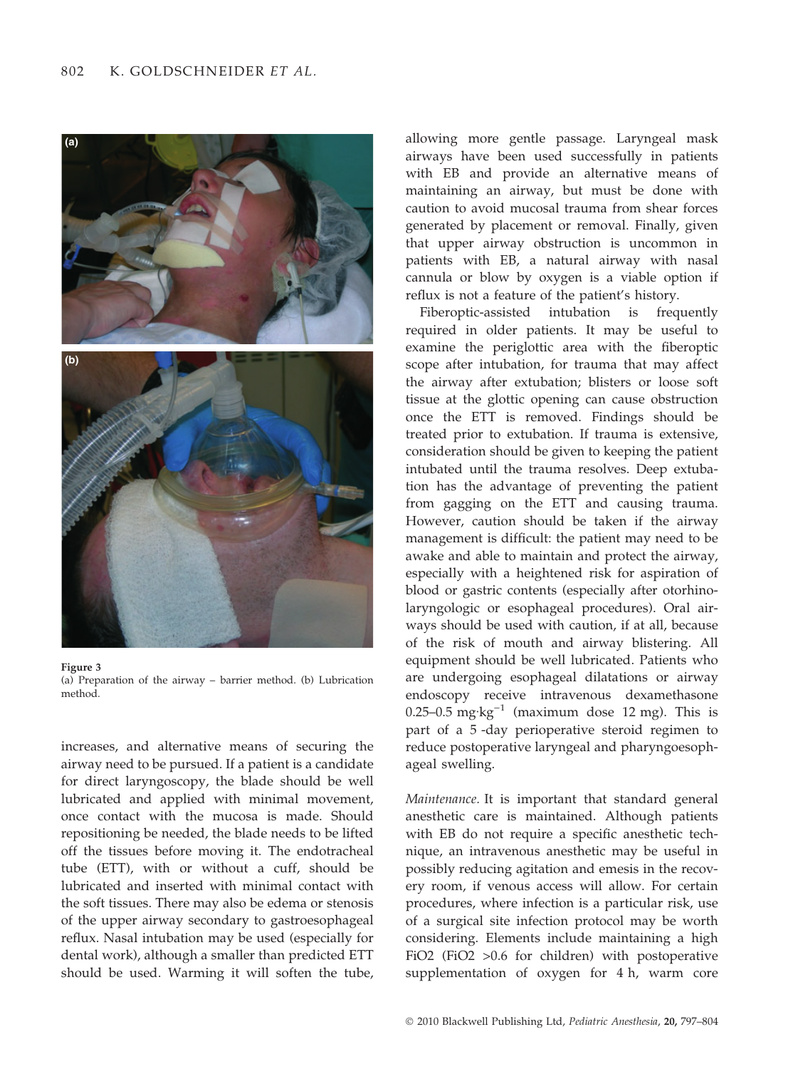Figure 3
(a) Preparation of the airway – barrier method. (b) Lubrication method.

increases, and alternative means of securing the airway need to be pursued. If a patient is a candidate for direct laryngoscopy, the blade should be well lubricated and applied with minimal movement, once contact with the mucosa is made. Should repositioning be needed, the blade needs to be lifted off the tissues before moving it. The endotracheal tube (ETT), with or without a cuff, should be lubricated and inserted with minimal contact with the soft tissues. There may also be edema or stenosis of the upper airway secondary to gastroesophageal reflux. Nasal intubation may be used (especially for dental work), although a smaller than predicted ETT should be used. Warming it will soften the tube, allowing more gentle passage. Laryngeal mask airways have been used successfully in patients with EB and provide an alternative means of maintaining an airway, but must be done with caution to avoid mucosal trauma from shear forces generated by placement or removal. Finally, given that upper airway obstruction is uncommon in patients with EB, a natural airway with nasal cannula or blow by oxygen is a viable option if reflux is not a feature of the patient's history.

Fiberoptic-assisted intubation is frequently required in older patients. It may be useful to examine the periglottic area with the fiberoptic scope after intubation, for trauma that may affect the airway after extubation; blisters or loose soft tissue at the glottic opening can cause obstruction once the ETT is removed. Findings should be treated prior to extubation. If trauma is extensive, consideration should be given to keeping the patient intubated until the trauma resolves. Deep extubation has the advantage of preventing the patient from gagging on the ETT and causing trauma. However, caution should be taken if the airway management is difficult: the patient may need to be awake and able to maintain and protect the airway, especially with a heightened risk for aspiration of blood or gastric contents (especially after otorhinolaryngologic or esophageal procedures). Oral airways should be used with caution, if at all, because of the risk of mouth and airway blistering. All equipment should be well lubricated. Patients who are undergoing esophageal dilatations or airway endoscopy receive intravenous dexamethasone 0.25–0.5 $mg{\cdot}kg^{-1}$ (maximum dose 12 mg). This is part of a 5 -day perioperative steroid regimen to reduce postoperative laryngeal and pharyngoesophageal swelling.

*Maintenance.* It is important that standard general anesthetic care is maintained. Although patients with EB do not require a specific anesthetic technique, an intravenous anesthetic may be useful in possibly reducing agitation and emesis in the recovery room, if venous access will allow. For certain procedures, where infection is a particular risk, use of a surgical site infection protocol may be worth considering. Elements include maintaining a high $FiO_2$ ($FiO_2$ >0.6 for children) with postoperative supplementation of oxygen for 4 h, warm core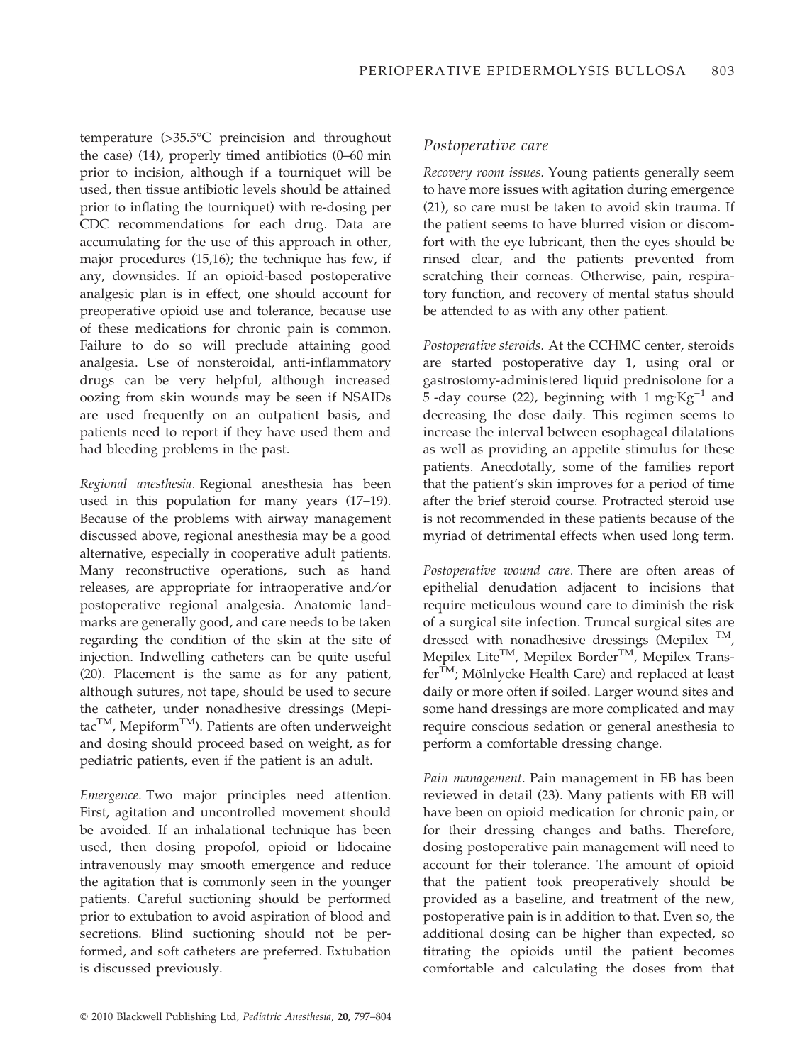temperature (>35.5°C preincision and throughout the case) (14), properly timed antibiotics (0–60 min prior to incision, although if a tourniquet will be used, then tissue antibiotic levels should be attained prior to inflating the tourniquet) with re-dosing per CDC recommendations for each drug. Data are accumulating for the use of this approach in other, major procedures (15,16); the technique has few, if any, downsides. If an opioid-based postoperative analgesic plan is in effect, one should account for preoperative opioid use and tolerance, because use of these medications for chronic pain is common. Failure to do so will preclude attaining good analgesia. Use of nonsteroidal, anti-inflammatory drugs can be very helpful, although increased oozing from skin wounds may be seen if NSAIDs are used frequently on an outpatient basis, and patients need to report if they have used them and had bleeding problems in the past.

*Regional anesthesia.* Regional anesthesia has been used in this population for many years (17–19). Because of the problems with airway management discussed above, regional anesthesia may be a good alternative, especially in cooperative adult patients. Many reconstructive operations, such as hand releases, are appropriate for intraoperative and/or postoperative regional analgesia. Anatomic landmarks are generally good, and care needs to be taken regarding the condition of the skin at the site of injection. Indwelling catheters can be quite useful (20). Placement is the same as for any patient, although sutures, not tape, should be used to secure the catheter, under nonadhesive dressings (Mepitac™, Mepiform™). Patients are often underweight and dosing should proceed based on weight, as for pediatric patients, even if the patient is an adult.

*Emergence.* Two major principles need attention. First, agitation and uncontrolled movement should be avoided. If an inhalational technique has been used, then dosing propofol, opioid or lidocaine intravenously may smooth emergence and reduce the agitation that is commonly seen in the younger patients. Careful suctioning should be performed prior to extubation to avoid aspiration of blood and secretions. Blind suctioning should not be performed, and soft catheters are preferred. Extubation is discussed previously.

## Postoperative care

*Recovery room issues.* Young patients generally seem to have more issues with agitation during emergence (21), so care must be taken to avoid skin trauma. If the patient seems to have blurred vision or discomfort with the eye lubricant, then the eyes should be rinsed clear, and the patients prevented from scratching their corneas. Otherwise, pain, respiratory function, and recovery of mental status should be attended to as with any other patient.

*Postoperative steroids.* At the CCHMC center, steroids are started postoperative day 1, using oral or gastrostomy-administered liquid prednisolone for a 5 -day course (22), beginning with 1 $mg{\cdot}Kg^{-1}$ and decreasing the dose daily. This regimen seems to increase the interval between esophageal dilatations as well as providing an appetite stimulus for these patients. Anecdotally, some of the families report that the patient's skin improves for a period of time after the brief steroid course. Protracted steroid use is not recommended in these patients because of the myriad of detrimental effects when used long term.

*Postoperative wound care.* There are often areas of epithelial denudation adjacent to incisions that require meticulous wound care to diminish the risk of a surgical site infection. Truncal surgical sites are dressed with nonadhesive dressings (Mepilex ™, Mepilex Lite™, Mepilex Border™, Mepilex Transfer™; Mölnlycke Health Care) and replaced at least daily or more often if soiled. Larger wound sites and some hand dressings are more complicated and may require conscious sedation or general anesthesia to perform a comfortable dressing change.

*Pain management.* Pain management in EB has been reviewed in detail (23). Many patients with EB will have been on opioid medication for chronic pain, or for their dressing changes and baths. Therefore, dosing postoperative pain management will need to account for their tolerance. The amount of opioid that the patient took preoperatively should be provided as a baseline, and treatment of the new, postoperative pain is in addition to that. Even so, the additional dosing can be higher than expected, so titrating the opioids until the patient becomes comfortable and calculating the doses from that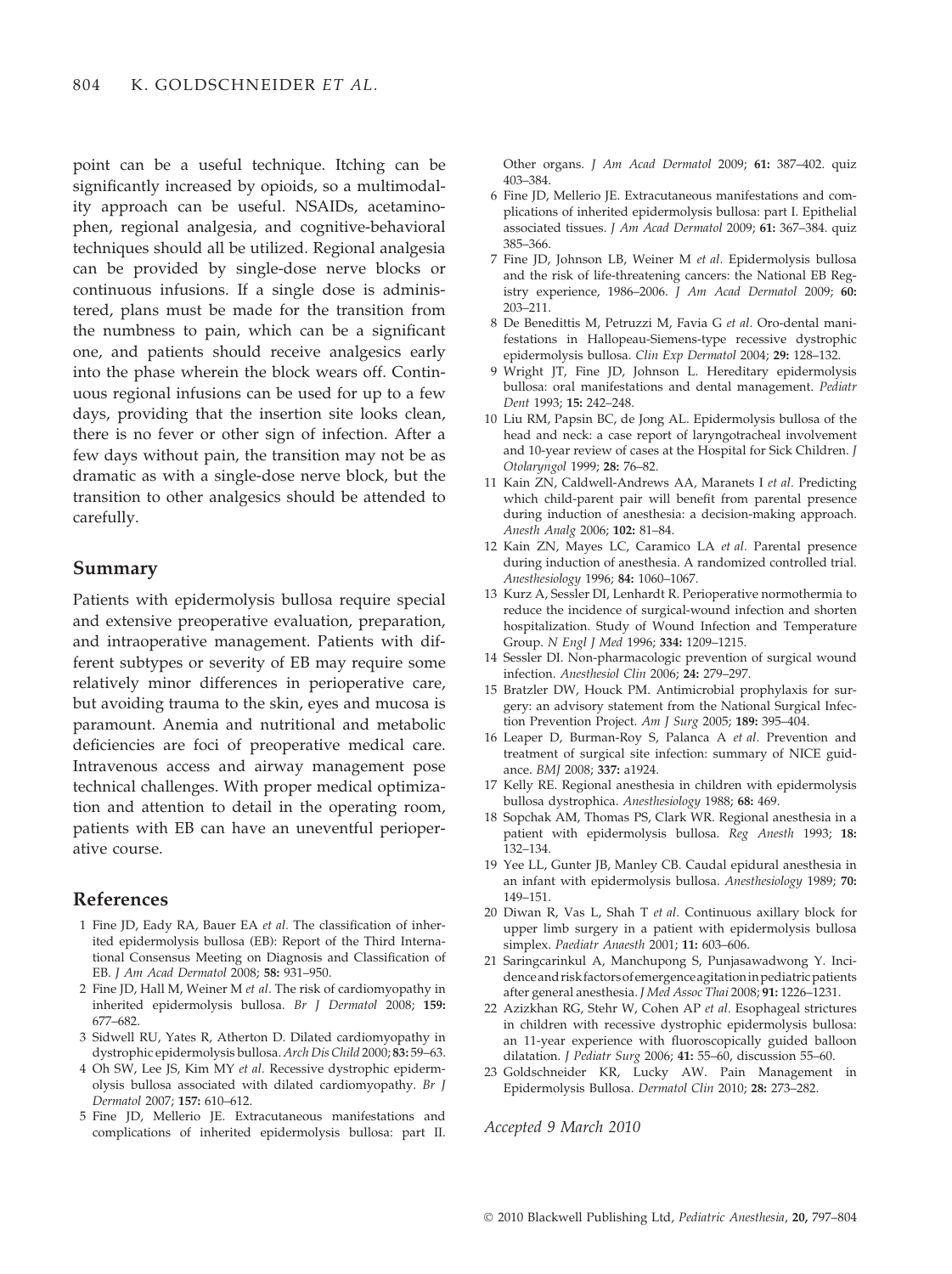point can be a useful technique. Itching can be significantly increased by opioids, so a multimodality approach can be useful. NSAIDs, acetaminophen, regional analgesia, and cognitive-behavioral techniques should all be utilized. Regional analgesia can be provided by single-dose nerve blocks or continuous infusions. If a single dose is administered, plans must be made for the transition from the numbness to pain, which can be a significant one, and patients should receive analgesics early into the phase wherein the block wears off. Continuous regional infusions can be used for up to a few days, providing that the insertion site looks clean, there is no fever or other sign of infection. After a few days without pain, the transition may not be as dramatic as with a single-dose nerve block, but the transition to other analgesics should be attended to carefully.

## Summary

Patients with epidermolysis bullosa require special and extensive preoperative evaluation, preparation, and intraoperative management. Patients with different subtypes or severity of EB may require some relatively minor differences in perioperative care, but avoiding trauma to the skin, eyes and mucosa is paramount. Anemia and nutritional and metabolic deficiencies are foci of preoperative medical care. Intravenous access and airway management pose technical challenges. With proper medical optimization and attention to detail in the operating room, patients with EB can have an uneventful perioperative course.

## References

1 Fine JD, Eady RA, Bauer EA *et al.* The classification of inherited epidermolysis bullosa (EB): Report of the Third International Consensus Meeting on Diagnosis and Classification of EB. *J Am Acad Dermatol* 2008; **58:** 931–950.

2 Fine JD, Hall M, Weiner M *et al.* The risk of cardiomyopathy in inherited epidermolysis bullosa. *Br J Dermatol* 2008; **159:** 677–682.

3 Sidwell RU, Yates R, Atherton D. Dilated cardiomyopathy in dystrophic epidermolysis bullosa. *Arch Dis Child* 2000; **83:** 59–63.

4 Oh SW, Lee JS, Kim MY *et al.* Recessive dystrophic epidermolysis bullosa associated with dilated cardiomyopathy. *Br J Dermatol* 2007; **157:** 610–612.

5 Fine JD, Mellerio JE. Extracutaneous manifestations and complications of inherited epidermolysis bullosa: part II. Other organs. *J Am Acad Dermatol* 2009; **61:** 387–402. quiz 403–384.

6 Fine JD, Mellerio JE. Extracutaneous manifestations and complications of inherited epidermolysis bullosa: part I. Epithelial associated tissues. *J Am Acad Dermatol* 2009; **61:** 367–384. quiz 385–366.

7 Fine JD, Johnson LB, Weiner M *et al.* Epidermolysis bullosa and the risk of life-threatening cancers: the National EB Registry experience, 1986–2006. *J Am Acad Dermatol* 2009; **60:** 203–211.

8 De Benedittis M, Petruzzi M, Favia G *et al.* Oro-dental manifestations in Hallopeau-Siemens-type recessive dystrophic epidermolysis bullosa. *Clin Exp Dermatol* 2004; **29:** 128–132.

9 Wright JT, Fine JD, Johnson L. Hereditary epidermolysis bullosa: oral manifestations and dental management. *Pediatr Dent* 1993; **15:** 242–248.

10 Liu RM, Papsin BC, de Jong AL. Epidermolysis bullosa of the head and neck: a case report of laryngotracheal involvement and 10-year review of cases at the Hospital for Sick Children. *J Otolaryngol* 1999; **28:** 76–82.

11 Kain ZN, Caldwell-Andrews AA, Maranets I *et al.* Predicting which child-parent pair will benefit from parental presence during induction of anesthesia: a decision-making approach. *Anesth Analg* 2006; **102:** 81–84.

12 Kain ZN, Mayes LC, Caramico LA *et al.* Parental presence during induction of anesthesia. A randomized controlled trial. *Anesthesiology* 1996; **84:** 1060–1067.

13 Kurz A, Sessler DI, Lenhardt R. Perioperative normothermia to reduce the incidence of surgical-wound infection and shorten hospitalization. Study of Wound Infection and Temperature Group. *N Engl J Med* 1996; **334:** 1209–1215.

14 Sessler DI. Non-pharmacologic prevention of surgical wound infection. *Anesthesiol Clin* 2006; **24:** 279–297.

15 Bratzler DW, Houck PM. Antimicrobial prophylaxis for surgery: an advisory statement from the National Surgical Infection Prevention Project. *Am J Surg* 2005; **189:** 395–404.

16 Leaper D, Burman-Roy S, Palanca A *et al.* Prevention and treatment of surgical site infection: summary of NICE guidance. *BMJ* 2008; **337:** a1924.

17 Kelly RE. Regional anesthesia in children with epidermolysis bullosa dystrophica. *Anesthesiology* 1988; **68:** 469.

18 Sopchak AM, Thomas PS, Clark WR. Regional anesthesia in a patient with epidermolysis bullosa. *Reg Anesth* 1993; **18:** 132–134.

19 Yee LL, Gunter JB, Manley CB. Caudal epidural anesthesia in an infant with epidermolysis bullosa. *Anesthesiology* 1989; **70:** 149–151.

20 Diwan R, Vas L, Shah T *et al.* Continuous axillary block for upper limb surgery in a patient with epidermolysis bullosa simplex. *Paediatr Anaesth* 2001; **11:** 603–606.

21 Saringcarinkul A, Manchupong S, Punjasawadwong Y. Incidence and risk factors of emergence agitation in pediatric patients after general anesthesia. *J Med Assoc Thai* 2008; **91:** 1226–1231.

22 Azizkhan RG, Stehr W, Cohen AP *et al.* Esophageal strictures in children with recessive dystrophic epidermolysis bullosa: an 11-year experience with fluoroscopically guided balloon dilatation. *J Pediatr Surg* 2006; **41:** 55–60, discussion 55–60.

23 Goldschneider KR, Lucky AW. Pain Management in Epidermolysis Bullosa. *Dermatol Clin* 2010; **28:** 273–282.

*Accepted 9 March 2010*